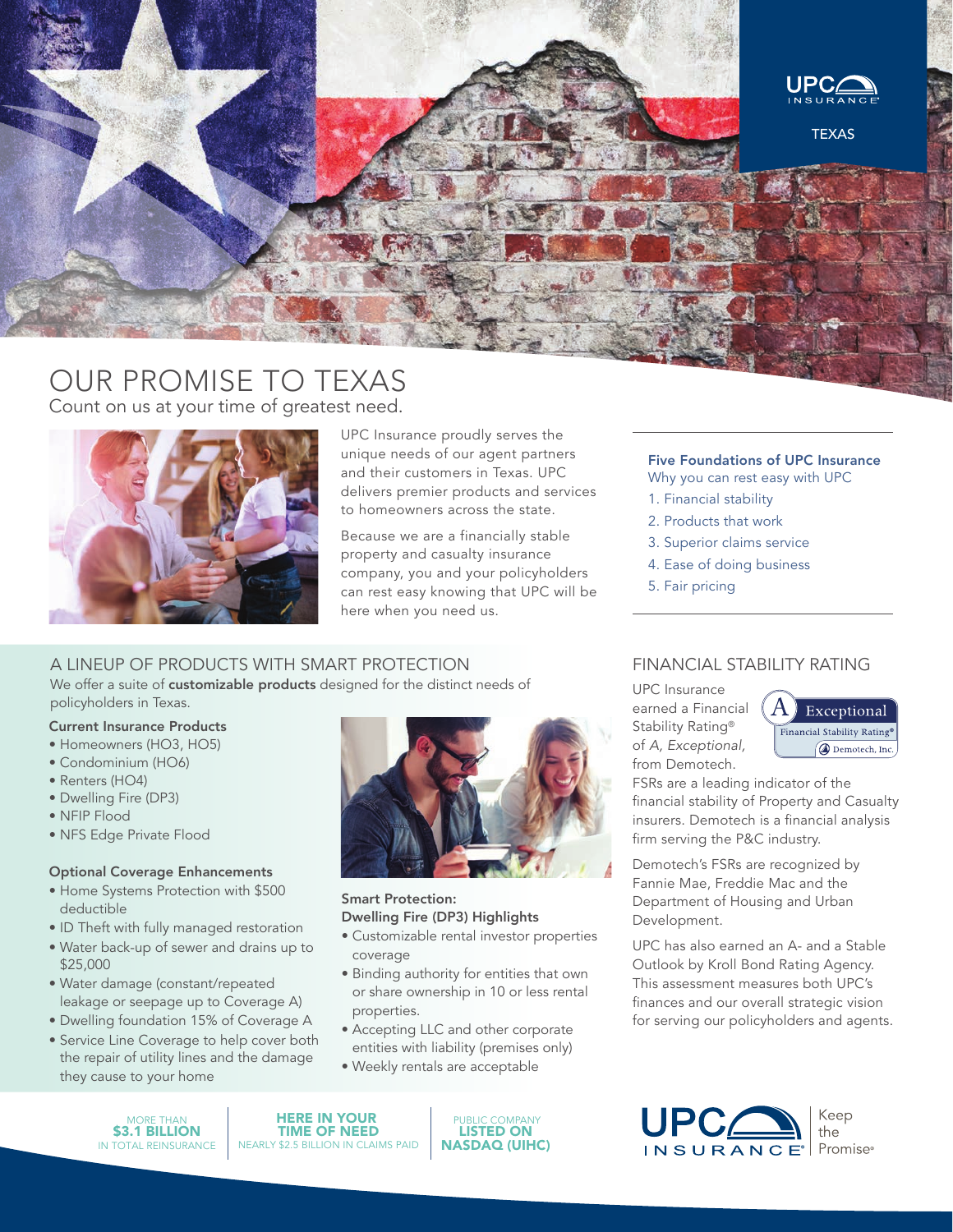UPC INSURANCE

TEXAS

# OUR PROMISE TO TEXAS

Count on us at your time of greatest need.

UPC Insurance proudly serves the unique needs of our agent partners and their customers in Texas. UPC delivers premier products and services to homeowners across the state.

Because we are a financially stable property and casualty insurance company, you and your policyholders can rest easy knowing that UPC will be here when you need us.

### Five Foundations of UPC Insurance

Why you can rest easy with UPC

1. Financial stability
2. Products that work
3. Superior claims service
4. Ease of doing business
5. Fair pricing

## A LINEUP OF PRODUCTS WITH SMART PROTECTION

We offer a suite of **customizable products** designed for the distinct needs of policyholders in Texas.

### Current Insurance Products

- Homeowners (HO3, HO5)
- Condominium (HO6)
- Renters (HO4)
- Dwelling Fire (DP3)
- NFIP Flood
- NFS Edge Private Flood

### Optional Coverage Enhancements

- Home Systems Protection with $500 deductible
- ID Theft with fully managed restoration
- Water back-up of sewer and drains up to $25,000
- Water damage (constant/repeated leakage or seepage up to Coverage A)
- Dwelling foundation 15% of Coverage A
- Service Line Coverage to help cover both the repair of utility lines and the damage they cause to your home

### Smart Protection: Dwelling Fire (DP3) Highlights

- Customizable rental investor properties coverage
- Binding authority for entities that own or share ownership in 10 or less rental properties.
- Accepting LLC and other corporate entities with liability (premises only)
- Weekly rentals are acceptable

## FINANCIAL STABILITY RATING

UPC Insurance earned a Financial Stability Rating® of *A, Exceptional,* from Demotech.

A Exceptional — Financial Stability Rating® — Demotech, Inc.

FSRs are a leading indicator of the financial stability of Property and Casualty insurers. Demotech is a financial analysis firm serving the P&C industry.

Demotech's FSRs are recognized by Fannie Mae, Freddie Mac and the Department of Housing and Urban Development.

UPC has also earned an A- and a Stable Outlook by Kroll Bond Rating Agency. This assessment measures both UPC's finances and our overall strategic vision for serving our policyholders and agents.

MORE THAN **$3.1 BILLION** IN TOTAL REINSURANCE

**HERE IN YOUR TIME OF NEED** NEARLY $2.5 BILLION IN CLAIMS PAID

PUBLIC COMPANY **LISTED ON NASDAQ (UIHC)**

UPC INSURANCE® | Keep the Promise®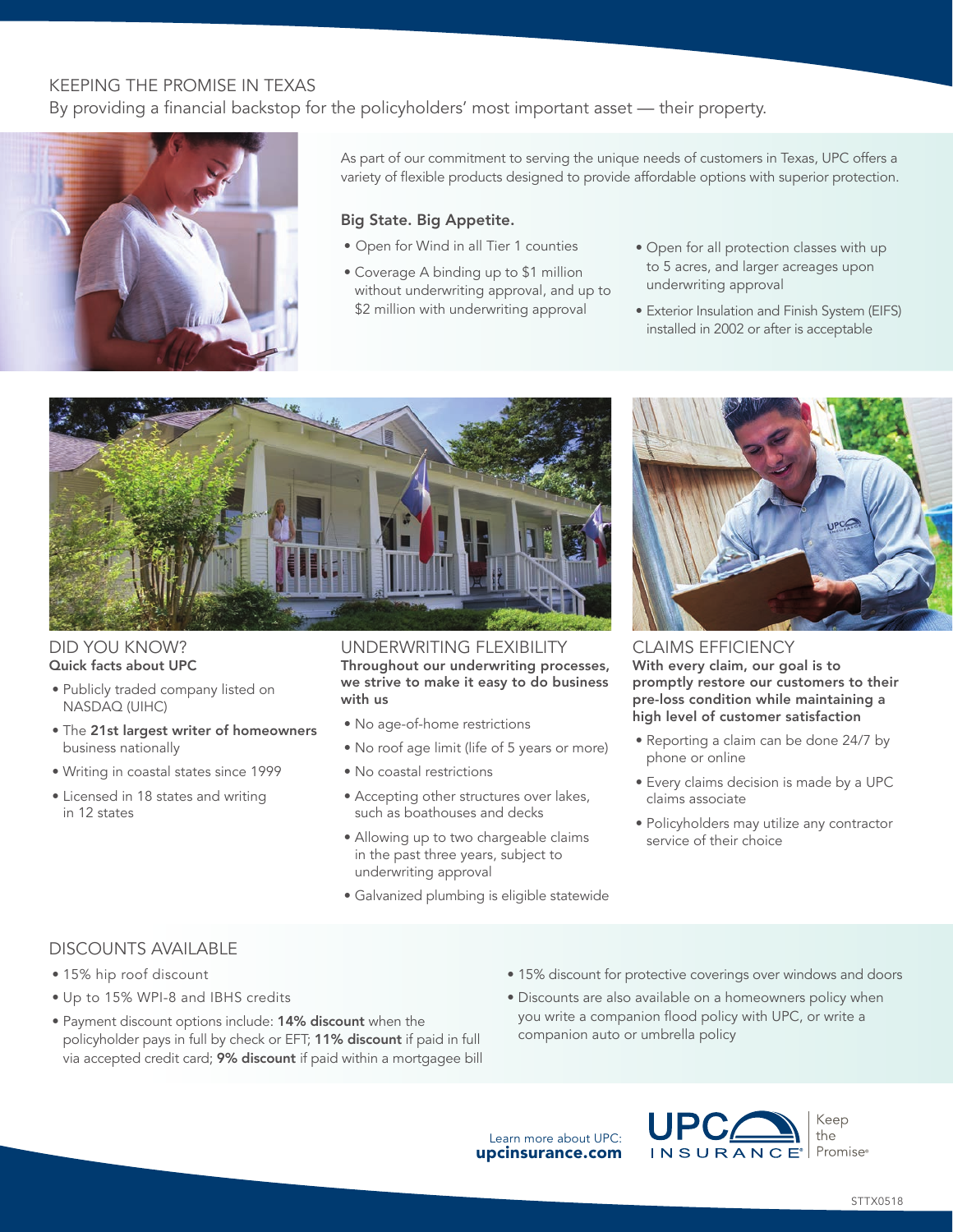# KEEPING THE PROMISE IN TEXAS

By providing a financial backstop for the policyholders' most important asset — their property.

As part of our commitment to serving the unique needs of customers in Texas, UPC offers a variety of flexible products designed to provide affordable options with superior protection.

### Big State. Big Appetite.

- Open for Wind in all Tier 1 counties
- Coverage A binding up to $1 million without underwriting approval, and up to $2 million with underwriting approval
- Open for all protection classes with up to 5 acres, and larger acreages upon underwriting approval
- Exterior Insulation and Finish System (EIFS) installed in 2002 or after is acceptable

## DID YOU KNOW?

**Quick facts about UPC**

- Publicly traded company listed on NASDAQ (UIHC)
- The **21st largest writer of homeowners** business nationally
- Writing in coastal states since 1999
- Licensed in 18 states and writing in 12 states

## UNDERWRITING FLEXIBILITY

**Throughout our underwriting processes, we strive to make it easy to do business with us**

- No age-of-home restrictions
- No roof age limit (life of 5 years or more)
- No coastal restrictions
- Accepting other structures over lakes, such as boathouses and decks
- Allowing up to two chargeable claims in the past three years, subject to underwriting approval
- Galvanized plumbing is eligible statewide

## CLAIMS EFFICIENCY

**With every claim, our goal is to promptly restore our customers to their pre-loss condition while maintaining a high level of customer satisfaction**

- Reporting a claim can be done 24/7 by phone or online
- Every claims decision is made by a UPC claims associate
- Policyholders may utilize any contractor service of their choice

## DISCOUNTS AVAILABLE

- 15% hip roof discount
- Up to 15% WPI-8 and IBHS credits
- Payment discount options include: **14% discount** when the policyholder pays in full by check or EFT; **11% discount** if paid in full via accepted credit card; **9% discount** if paid within a mortgagee bill
- 15% discount for protective coverings over windows and doors
- Discounts are also available on a homeowners policy when you write a companion flood policy with UPC, or write a companion auto or umbrella policy

Learn more about UPC:
**upcinsurance.com**

UPC INSURANCE® | Keep the Promise®

STTX0518